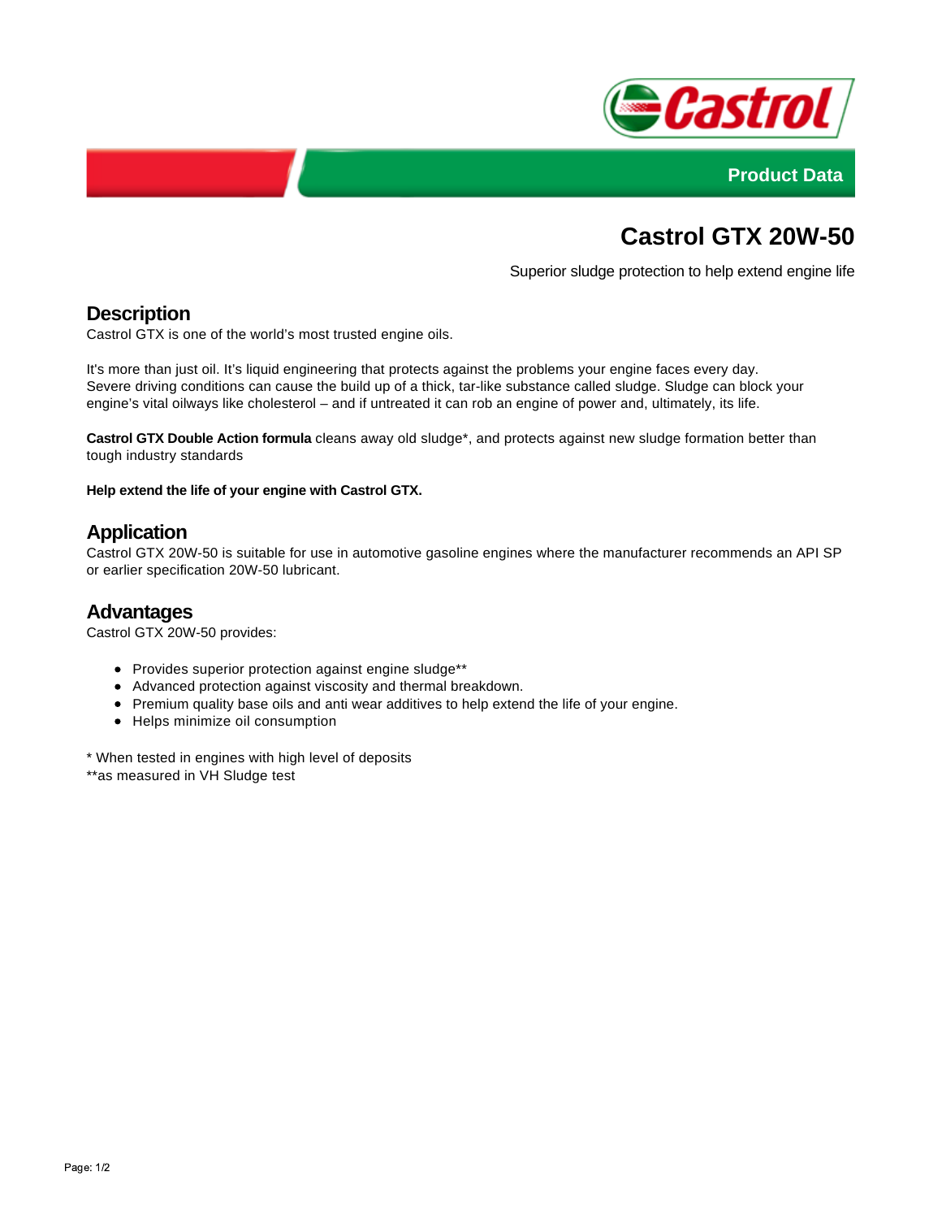Product Data

# Castrol GTX 20W-50

Superior sludge protection to help extend engine life

## Description

Castrol GTX is one of the world's most trusted engine oils.

It's more than just oil. It's liquid engineering that protects against the problems your engine faces every day. Severe driving conditions can cause the build up of a thick, tar-like substance called sludge. Sludge can block your engine's vital oilways like cholesterol – and if untreated it can rob an engine of power and, ultimately, its life.

**Castrol GTX Double Action formula** cleans away old sludge*, and protects against new sludge formation better than tough industry standards

**Help extend the life of your engine with Castrol GTX.**

## Application

Castrol GTX 20W-50 is suitable for use in automotive gasoline engines where the manufacturer recommends an API SP or earlier specification 20W-50 lubricant.

## Advantages

Castrol GTX 20W-50 provides:

- Provides superior protection against engine sludge**
- Advanced protection against viscosity and thermal breakdown.
- Premium quality base oils and anti wear additives to help extend the life of your engine.
- Helps minimize oil consumption

* When tested in engines with high level of deposits
**as measured in VH Sludge test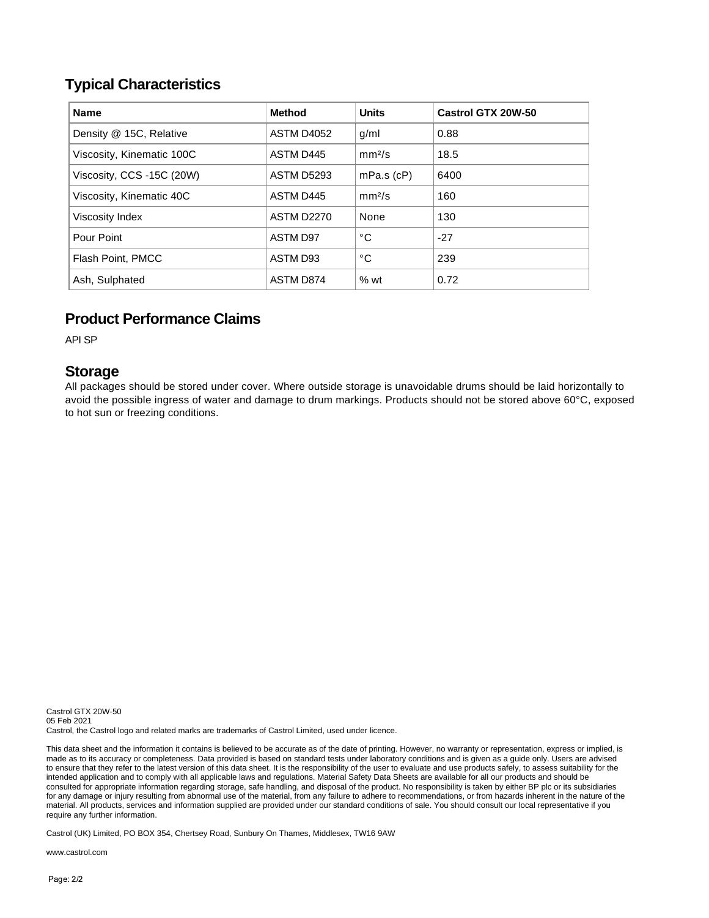## Typical Characteristics

| Name | Method | Units | Castrol GTX 20W-50 |
|---|---|---|---|
| Density @ 15C, Relative | ASTM D4052 | g/ml | 0.88 |
| Viscosity, Kinematic 100C | ASTM D445 | $mm^2/s$ | 18.5 |
| Viscosity, CCS -15C (20W) | ASTM D5293 | mPa.s (cP) | 6400 |
| Viscosity, Kinematic 40C | ASTM D445 | $mm^2/s$ | 160 |
| Viscosity Index | ASTM D2270 | None | 130 |
| Pour Point | ASTM D97 | °C | -27 |
| Flash Point, PMCC | ASTM D93 | °C | 239 |
| Ash, Sulphated | ASTM D874 | % wt | 0.72 |

## Product Performance Claims

API SP

## Storage

All packages should be stored under cover. Where outside storage is unavoidable drums should be laid horizontally to avoid the possible ingress of water and damage to drum markings. Products should not be stored above 60°C, exposed to hot sun or freezing conditions.

Castrol GTX 20W-50
05 Feb 2021
Castrol, the Castrol logo and related marks are trademarks of Castrol Limited, used under licence.

This data sheet and the information it contains is believed to be accurate as of the date of printing. However, no warranty or representation, express or implied, is made as to its accuracy or completeness. Data provided is based on standard tests under laboratory conditions and is given as a guide only. Users are advised to ensure that they refer to the latest version of this data sheet. It is the responsibility of the user to evaluate and use products safely, to assess suitability for the intended application and to comply with all applicable laws and regulations. Material Safety Data Sheets are available for all our products and should be consulted for appropriate information regarding storage, safe handling, and disposal of the product. No responsibility is taken by either BP plc or its subsidiaries for any damage or injury resulting from abnormal use of the material, from any failure to adhere to recommendations, or from hazards inherent in the nature of the material. All products, services and information supplied are provided under our standard conditions of sale. You should consult our local representative if you require any further information.

Castrol (UK) Limited, PO BOX 354, Chertsey Road, Sunbury On Thames, Middlesex, TW16 9AW

www.castrol.com